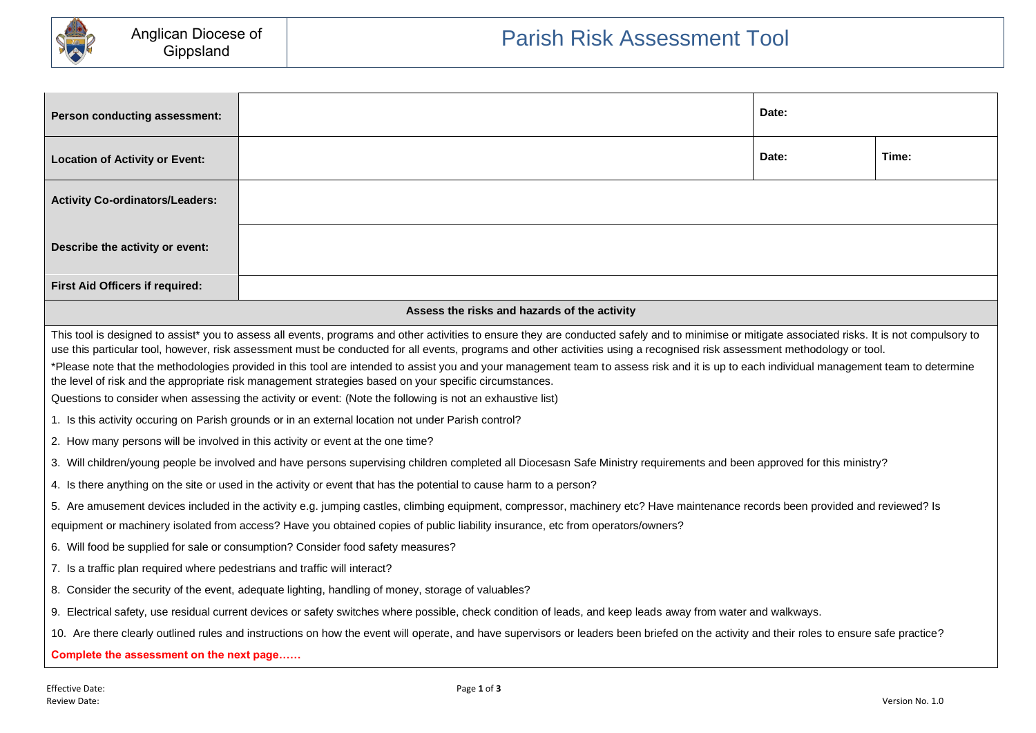Anglican Diocese of Gippsland

# Parish Risk Assessment Tool

| Person conducting assessment: | | Date: | |
|---|---|---|---|
| Location of Activity or Event: | | Date: | Time: |
| Activity Co-ordinators/Leaders: | | | |
| Describe the activity or event: | | | |
| First Aid Officers if required: | | | |

**Assess the risks and hazards of the activity**

This tool is designed to assist* you to assess all events, programs and other activities to ensure they are conducted safely and to minimise or mitigate associated risks. It is not compulsory to use this particular tool, however, risk assessment must be conducted for all events, programs and other activities using a recognised risk assessment methodology or tool.

*Please note that the methodologies provided in this tool are intended to assist you and your management team to assess risk and it is up to each individual management team to determine the level of risk and the appropriate risk management strategies based on your specific circumstances.

Questions to consider when assessing the activity or event: (Note the following is not an exhaustive list)

1. Is this activity occuring on Parish grounds or in an external location not under Parish control?
2. How many persons will be involved in this activity or event at the one time?
3. Will children/young people be involved and have persons supervising children completed all Diocesasn Safe Ministry requirements and been approved for this ministry?
4. Is there anything on the site or used in the activity or event that has the potential to cause harm to a person?
5. Are amusement devices included in the activity e.g. jumping castles, climbing equipment, compressor, machinery etc? Have maintenance records been provided and reviewed? Is equipment or machinery isolated from access? Have you obtained copies of public liability insurance, etc from operators/owners?
6. Will food be supplied for sale or consumption? Consider food safety measures?
7. Is a traffic plan required where pedestrians and traffic will interact?
8. Consider the security of the event, adequate lighting, handling of money, storage of valuables?
9. Electrical safety, use residual current devices or safety switches where possible, check condition of leads, and keep leads away from water and walkways.
10. Are there clearly outlined rules and instructions on how the event will operate, and have supervisors or leaders been briefed on the activity and their roles to ensure safe practice?

**Complete the assessment on the next page……**

Effective Date:
Review Date:

Version No. 1.0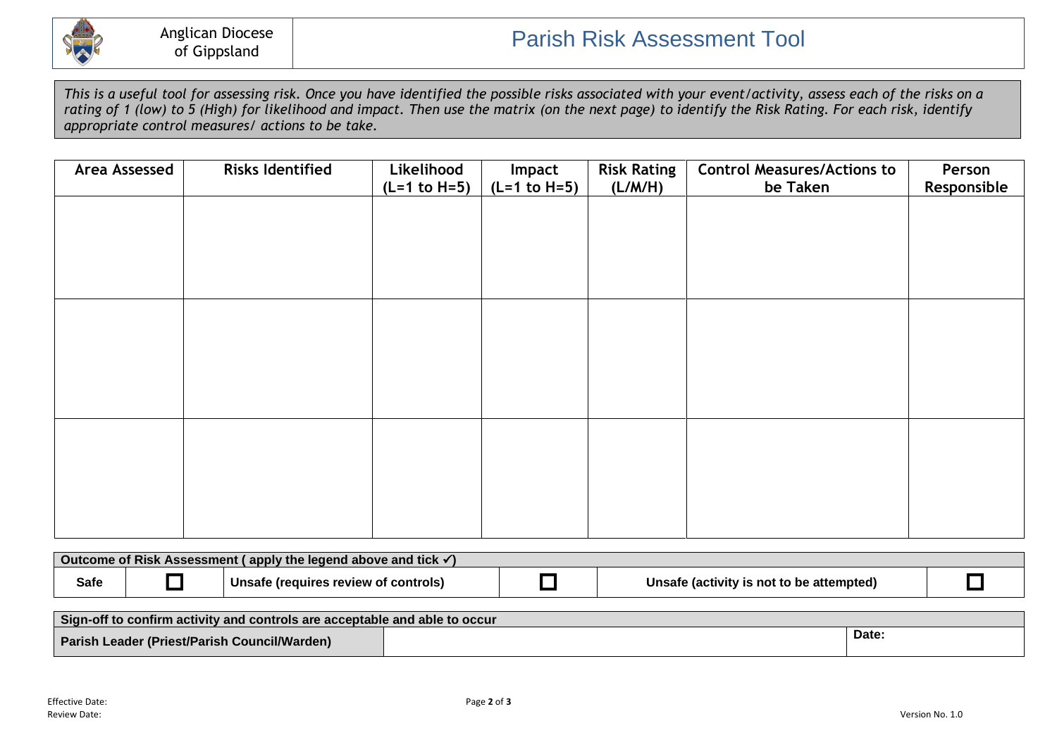Anglican Diocese of Gippsland

# Parish Risk Assessment Tool

*This is a useful tool for assessing risk. Once you have identified the possible risks associated with your event/activity, assess each of the risks on a rating of 1 (low) to 5 (High) for likelihood and impact. Then use the matrix (on the next page) to identify the Risk Rating. For each risk, identify appropriate control measures/ actions to be take.*

| Area Assessed | Risks Identified | Likelihood (L=1 to H=5) | Impact (L=1 to H=5) | Risk Rating (L/M/H) | Control Measures/Actions to be Taken | Person Responsible |
|---|---|---|---|---|---|---|
| | | | | | | |
| | | | | | | |
| | | | | | | |

| Outcome of Risk Assessment ( apply the legend above and tick ✓) | | | | | |
|---|---|---|---|---|---|
| **Safe** | ☐ | **Unsafe (requires review of controls)** | ☐ | **Unsafe (activity is not to be attempted)** | ☐ |

| Sign-off to confirm activity and controls are acceptable and able to occur | | |
|---|---|---|
| **Parish Leader (Priest/Parish Council/Warden)** | | **Date:** |

Effective Date:
Review Date:

Version No. 1.0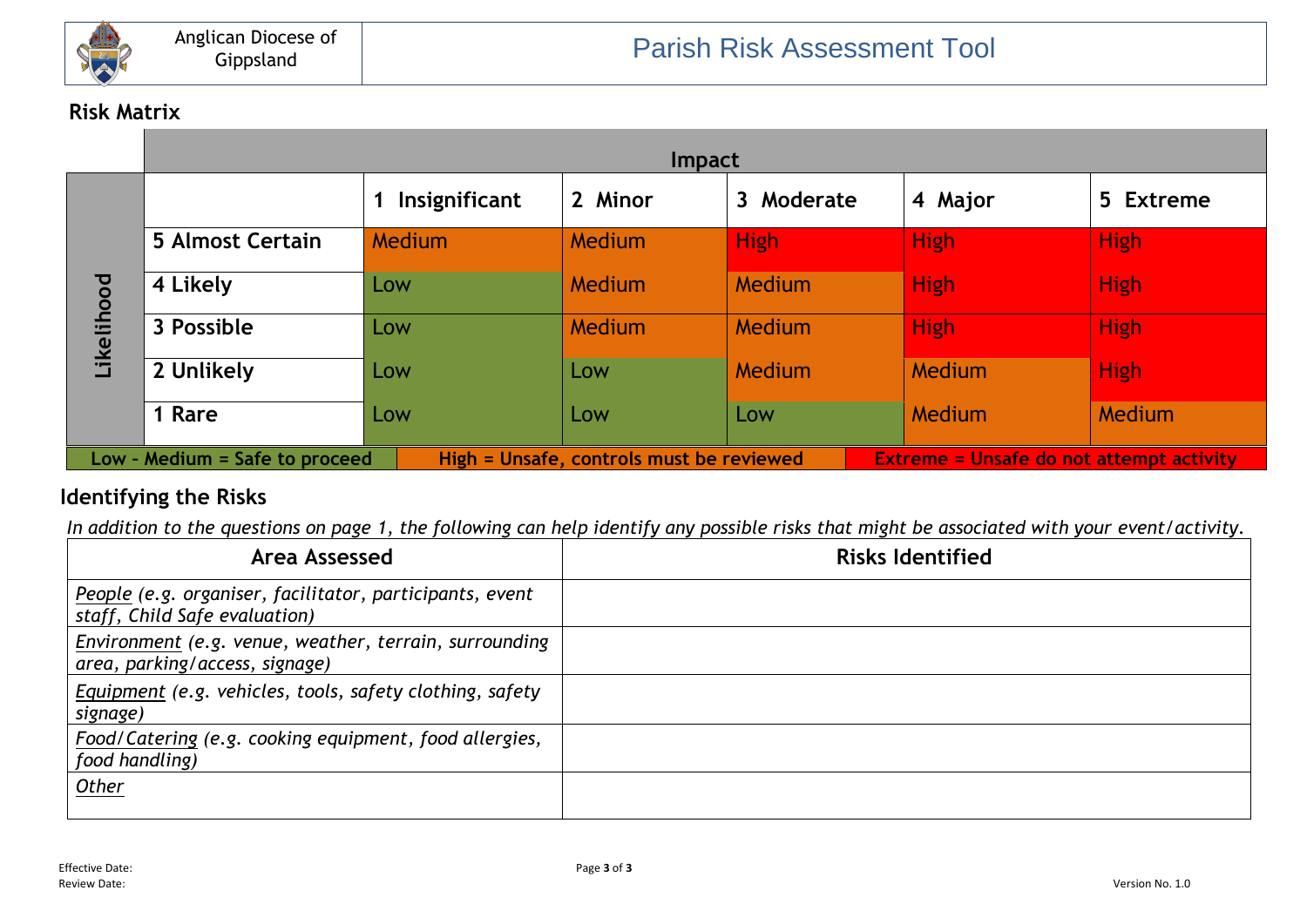Anglican Diocese of Gippsland

# Parish Risk Assessment Tool

## Risk Matrix

| | | Impact | | | | |
|---|---|---|---|---|---|---|
| | | 1 Insignificant | 2 Minor | 3 Moderate | 4 Major | 5 Extreme |
| Likelihood | 5 Almost Certain | Medium | Medium | High | High | High |
| | 4 Likely | Low | Medium | Medium | High | High |
| | 3 Possible | Low | Medium | Medium | High | High |
| | 2 Unlikely | Low | Low | Medium | Medium | High |
| | 1 Rare | Low | Low | Low | Medium | Medium |

**Low - Medium = Safe to proceed** | **High = Unsafe, controls must be reviewed** | **Extreme = Unsafe do not attempt activity**

## Identifying the Risks

*In addition to the questions on page 1, the following can help identify any possible risks that might be associated with your event/activity.*

| Area Assessed | Risks Identified |
|---|---|
| *People (e.g. organiser, facilitator, participants, event staff, Child Safe evaluation)* | |
| *Environment (e.g. venue, weather, terrain, surrounding area, parking/access, signage)* | |
| *Equipment (e.g. vehicles, tools, safety clothing, safety signage)* | |
| *Food/Catering (e.g. cooking equipment, food allergies, food handling)* | |
| *Other* | |

Effective Date:
Review Date:

Version No. 1.0